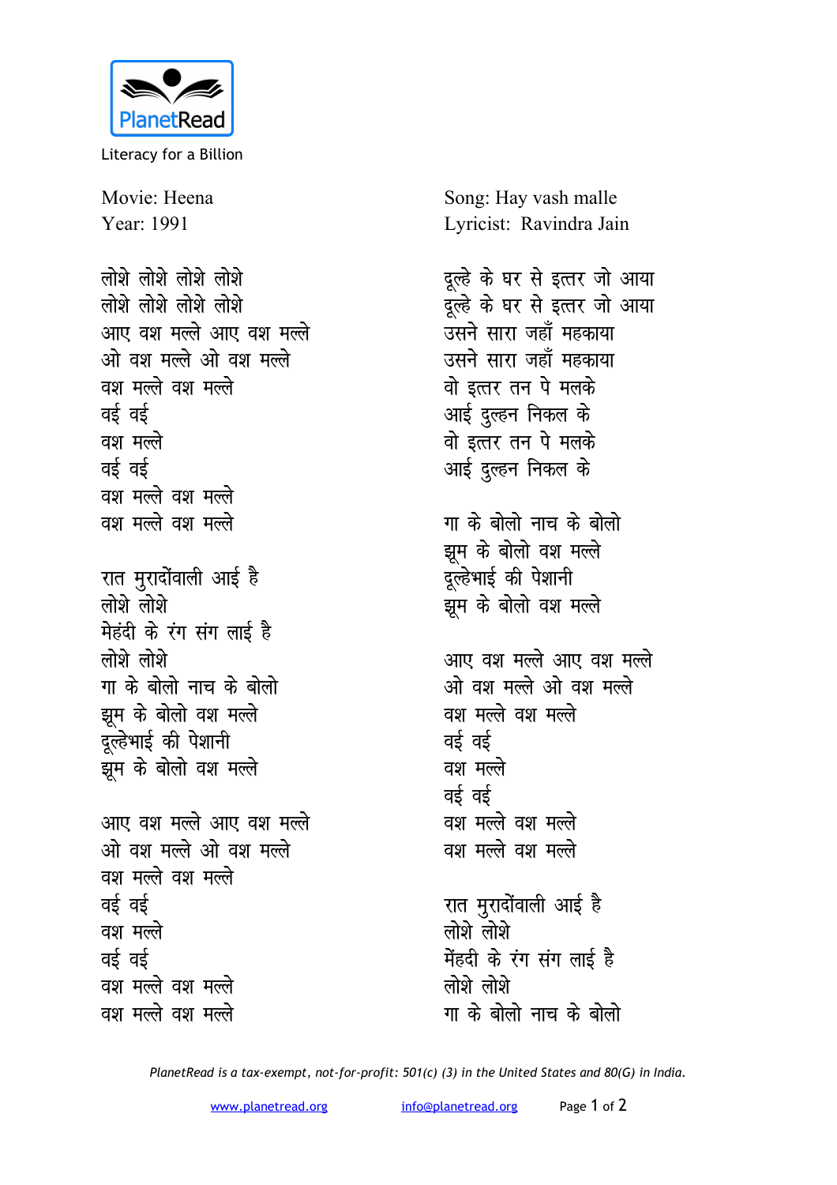PlanetRead

Literacy for a Billion

Movie: Heena
Year: 1991

Song: Hay vash malle
Lyricist: Ravindra Jain

लोशे लोशे लोशे लोशे
लोशे लोशे लोशे लोशे
आए वश मल्ले आए वश मल्ले
ओ वश मल्ले ओ वश मल्ले
वश मल्ले वश मल्ले
वई वई
वश मल्ले
वई वई
वश मल्ले वश मल्ले
वश मल्ले वश मल्ले

रात मुरादोंवाली आई है
लोशे लोशे
मेहंदी के रंग संग लाई है
लोशे लोशे
गा के बोलो नाच के बोलो
झूम के बोलो वश मल्ले
दूल्हेभाई की पेशानी
झूम के बोलो वश मल्ले

आए वश मल्ले आए वश मल्ले
ओ वश मल्ले ओ वश मल्ले
वश मल्ले वश मल्ले
वई वई
वश मल्ले
वई वई
वश मल्ले वश मल्ले
वश मल्ले वश मल्ले

दूल्हे के घर से इत्तर जो आया
दूल्हे के घर से इत्तर जो आया
उसने सारा जहाँ महकाया
उसने सारा जहाँ महकाया
वो इत्तर तन पे मलके
आई दुल्हन निकल के
वो इत्तर तन पे मलके
आई दुल्हन निकल के

गा के बोलो नाच के बोलो
झूम के बोलो वश मल्ले
दूल्हेभाई की पेशानी
झूम के बोलो वश मल्ले

आए वश मल्ले आए वश मल्ले
ओ वश मल्ले ओ वश मल्ले
वश मल्ले वश मल्ले
वई वई
वश मल्ले
वई वई
वश मल्ले वश मल्ले
वश मल्ले वश मल्ले

रात मुरादोंवाली आई है
लोशे लोशे
मेंहदी के रंग संग लाई है
लोशे लोशे
गा के बोलो नाच के बोलो

*PlanetRead is a tax-exempt, not-for-profit: 501(c) (3) in the United States and 80(G) in India.*

www.planetread.org info@planetread.org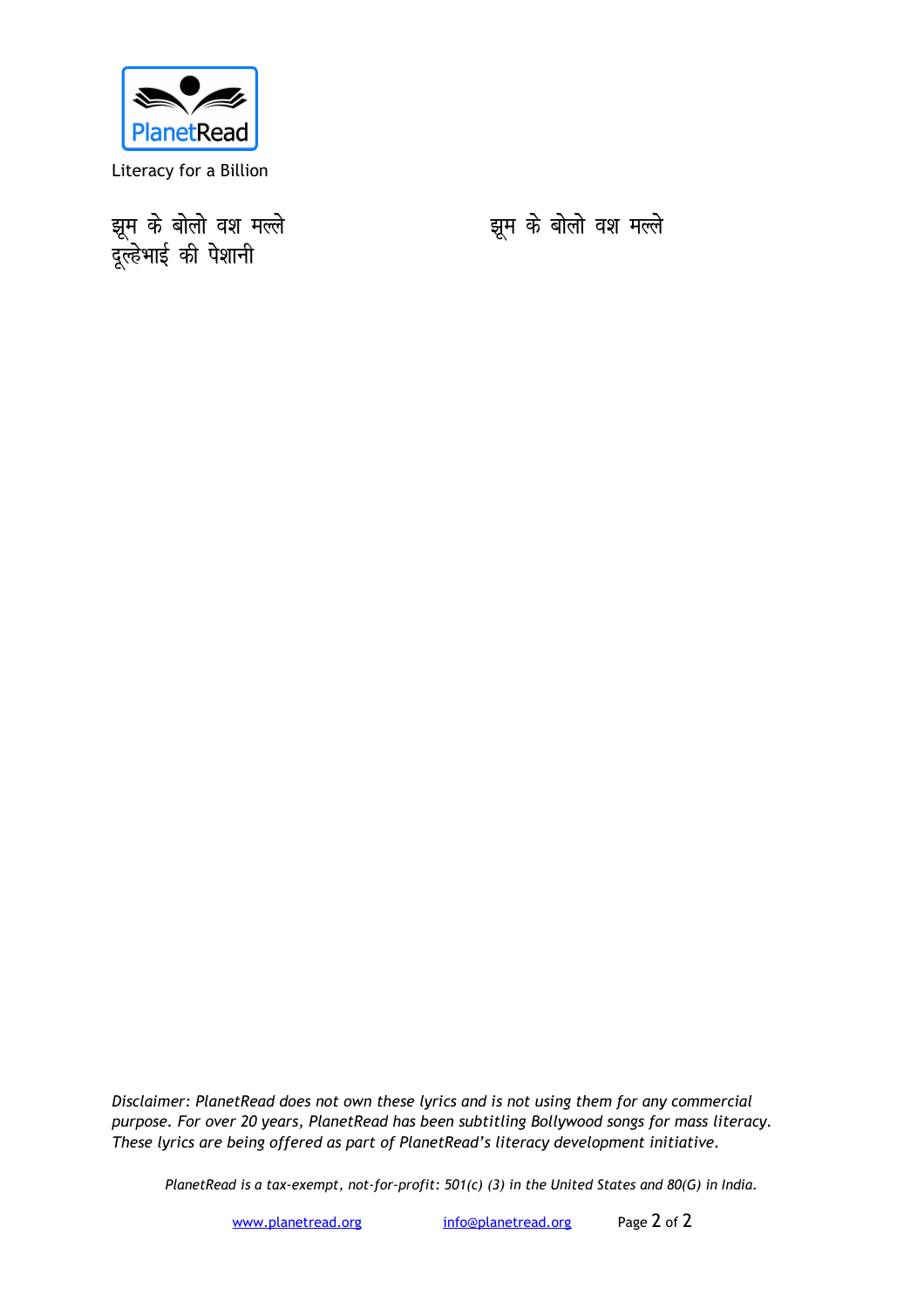Literacy for a Billion

झूम के बोलो वश मल्ले
दूल्हेभाई की पेशानी

झूम के बोलो वश मल्ले

*Disclaimer: PlanetRead does not own these lyrics and is not using them for any commercial purpose. For over 20 years, PlanetRead has been subtitling Bollywood songs for mass literacy. These lyrics are being offered as part of PlanetRead's literacy development initiative.*

*PlanetRead is a tax-exempt, not-for-profit: 501(c) (3) in the United States and 80(G) in India.*

www.planetread.org    info@planetread.org